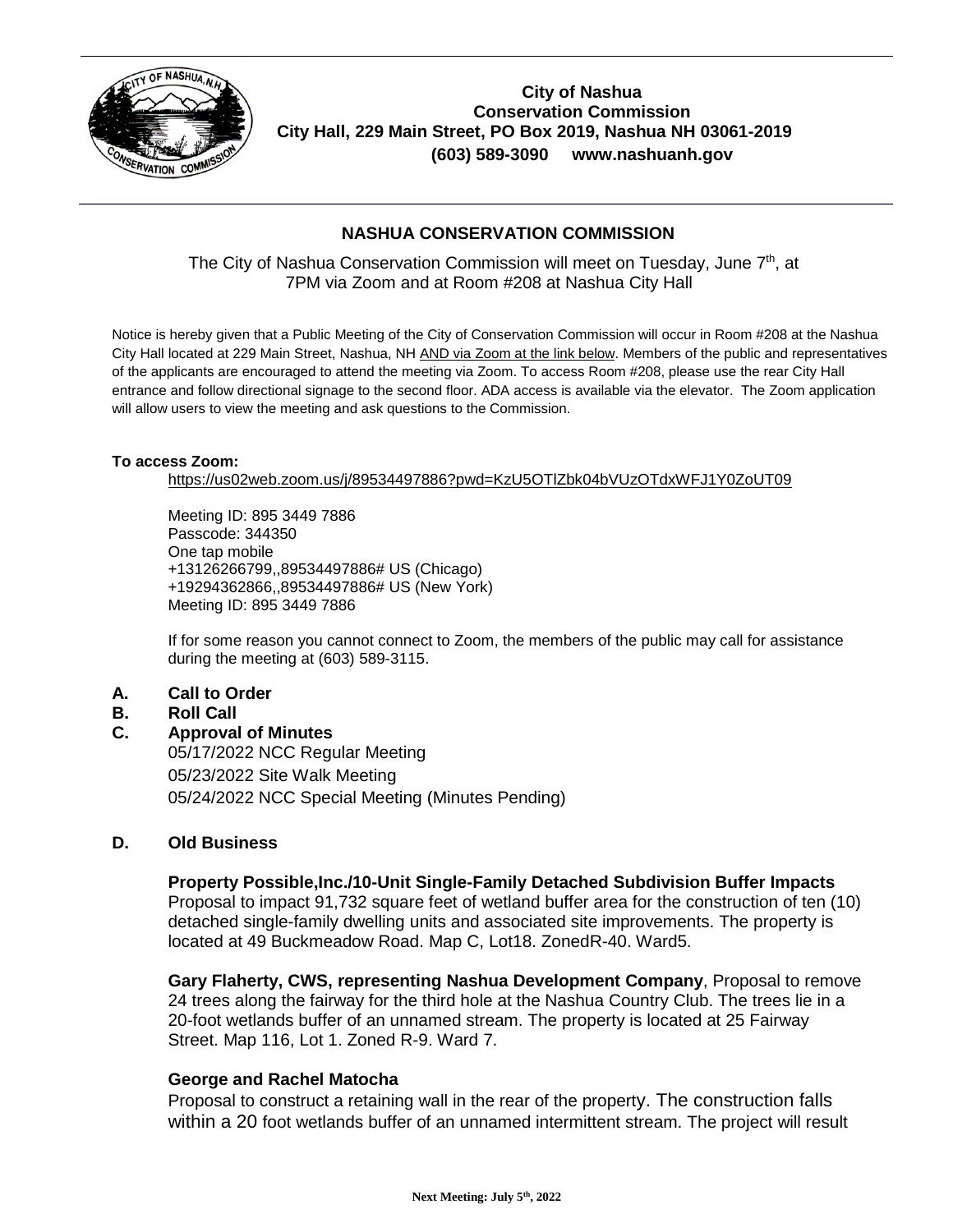**City of Nashua**
**Conservation Commission**
**City Hall, 229 Main Street, PO Box 2019, Nashua NH 03061-2019**
**(603) 589-3090     www.nashuanh.gov**

## NASHUA CONSERVATION COMMISSION

The City of Nashua Conservation Commission will meet on Tuesday, June 7th, at 7PM via Zoom and at Room #208 at Nashua City Hall

Notice is hereby given that a Public Meeting of the City of Conservation Commission will occur in Room #208 at the Nashua City Hall located at 229 Main Street, Nashua, NH AND via Zoom at the link below. Members of the public and representatives of the applicants are encouraged to attend the meeting via Zoom. To access Room #208, please use the rear City Hall entrance and follow directional signage to the second floor. ADA access is available via the elevator. The Zoom application will allow users to view the meeting and ask questions to the Commission.

**To access Zoom:**

https://us02web.zoom.us/j/89534497886?pwd=KzU5OTlZbk04bVUzOTdxWFJ1Y0ZoUT09

Meeting ID: 895 3449 7886
Passcode: 344350
One tap mobile
+13126266799,,89534497886# US (Chicago)
+19294362866,,89534497886# US (New York)
Meeting ID: 895 3449 7886

If for some reason you cannot connect to Zoom, the members of the public may call for assistance during the meeting at (603) 589-3115.

**A. Call to Order**

**B. Roll Call**

**C. Approval of Minutes**

05/17/2022 NCC Regular Meeting
05/23/2022 Site Walk Meeting
05/24/2022 NCC Special Meeting (Minutes Pending)

**D. Old Business**

**Property Possible,Inc./10-Unit Single-Family Detached Subdivision Buffer Impacts**
Proposal to impact 91,732 square feet of wetland buffer area for the construction of ten (10) detached single-family dwelling units and associated site improvements. The property is located at 49 Buckmeadow Road. Map C, Lot18. ZonedR-40. Ward5.

**Gary Flaherty, CWS, representing Nashua Development Company**, Proposal to remove 24 trees along the fairway for the third hole at the Nashua Country Club. The trees lie in a 20-foot wetlands buffer of an unnamed stream. The property is located at 25 Fairway Street. Map 116, Lot 1. Zoned R-9. Ward 7.

**George and Rachel Matocha**
Proposal to construct a retaining wall in the rear of the property. The construction falls within a 20 foot wetlands buffer of an unnamed intermittent stream. The project will result

Next Meeting: July 5th, 2022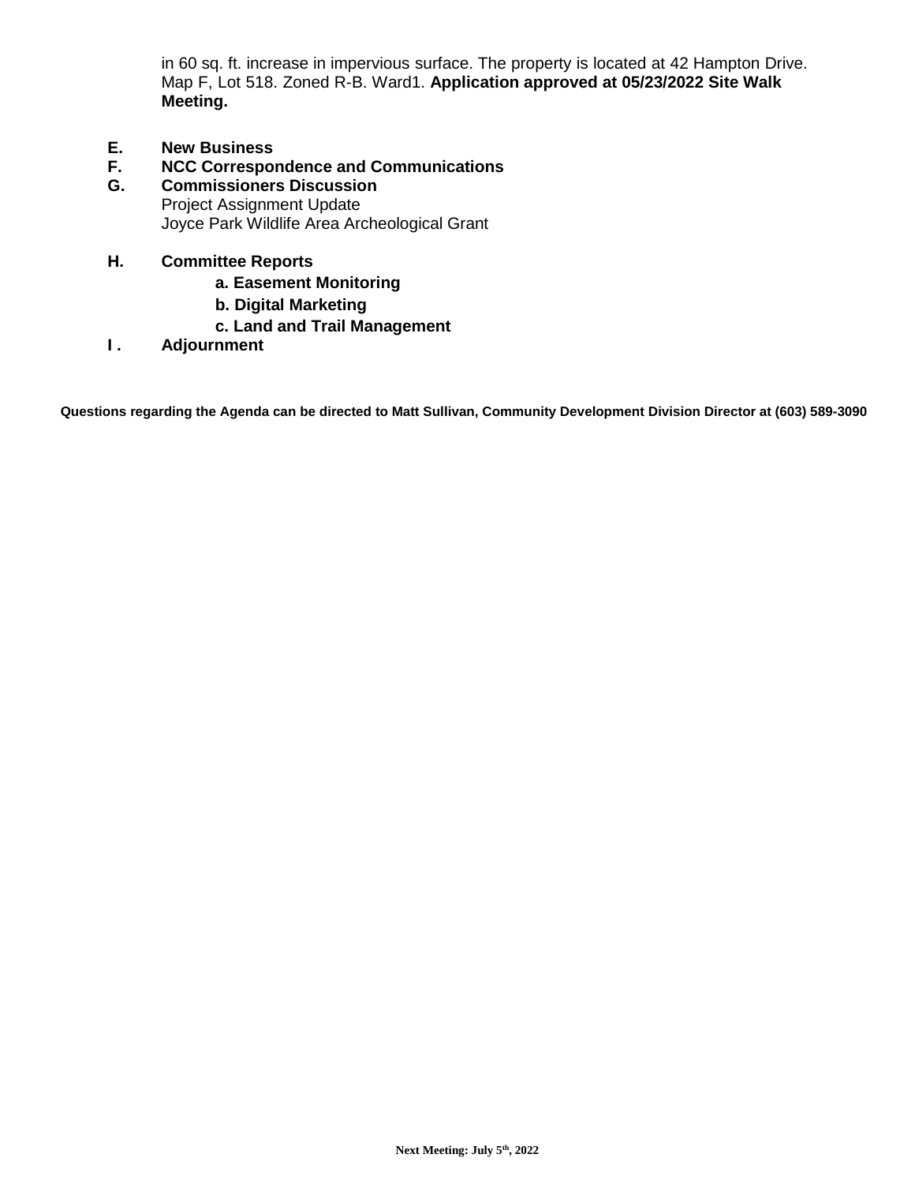in 60 sq. ft. increase in impervious surface. The property is located at 42 Hampton Drive. Map F, Lot 518. Zoned R-B. Ward1. **Application approved at 05/23/2022 Site Walk Meeting.**

**E. New Business**

**F. NCC Correspondence and Communications**

**G. Commissioners Discussion**

Project Assignment Update
Joyce Park Wildlife Area Archeological Grant

**H. Committee Reports**

- **a. Easement Monitoring**
- **b. Digital Marketing**
- **c. Land and Trail Management**

**I . Adjournment**

**Questions regarding the Agenda can be directed to Matt Sullivan, Community Development Division Director at (603) 589-3090**

**Next Meeting: July 5th, 2022**